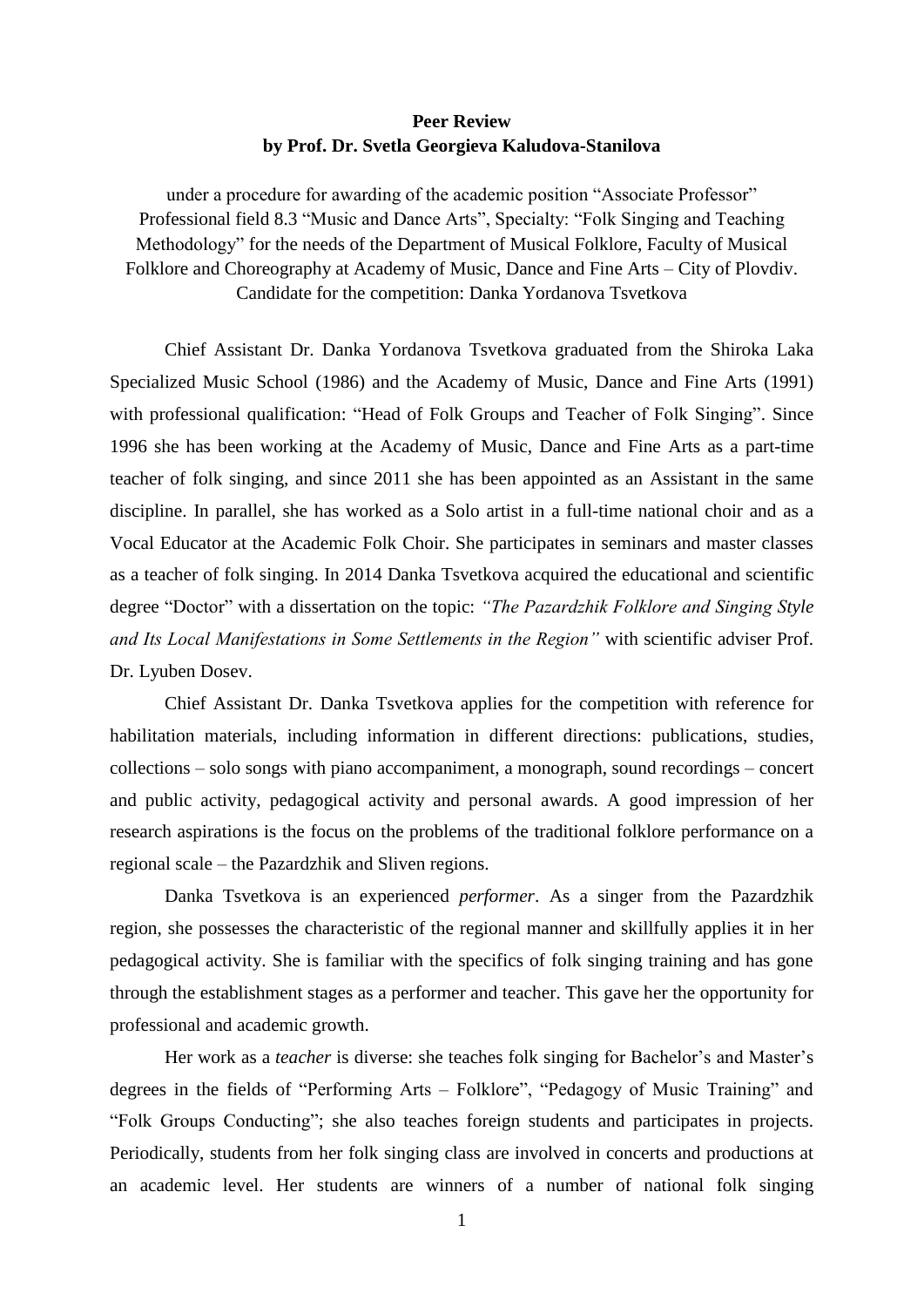**Peer Review**
**by Prof. Dr. Svetla Georgieva Kaludova-Stanilova**

under a procedure for awarding of the academic position "Associate Professor" Professional field 8.3 "Music and Dance Arts", Specialty: "Folk Singing and Teaching Methodology" for the needs of the Department of Musical Folklore, Faculty of Musical Folklore and Choreography at Academy of Music, Dance and Fine Arts – City of Plovdiv. Candidate for the competition: Danka Yordanova Tsvetkova

Chief Assistant Dr. Danka Yordanova Tsvetkova graduated from the Shiroka Laka Specialized Music School (1986) and the Academy of Music, Dance and Fine Arts (1991) with professional qualification: "Head of Folk Groups and Teacher of Folk Singing". Since 1996 she has been working at the Academy of Music, Dance and Fine Arts as a part-time teacher of folk singing, and since 2011 she has been appointed as an Assistant in the same discipline. In parallel, she has worked as a Solo artist in a full-time national choir and as a Vocal Educator at the Academic Folk Choir. She participates in seminars and master classes as a teacher of folk singing. In 2014 Danka Tsvetkova acquired the educational and scientific degree "Doctor" with a dissertation on the topic: *"The Pazardzhik Folklore and Singing Style and Its Local Manifestations in Some Settlements in the Region"* with scientific adviser Prof. Dr. Lyuben Dosev.

Chief Assistant Dr. Danka Tsvetkova applies for the competition with reference for habilitation materials, including information in different directions: publications, studies, collections – solo songs with piano accompaniment, a monograph, sound recordings – concert and public activity, pedagogical activity and personal awards. A good impression of her research aspirations is the focus on the problems of the traditional folklore performance on a regional scale – the Pazardzhik and Sliven regions.

Danka Tsvetkova is an experienced *performer*. As a singer from the Pazardzhik region, she possesses the characteristic of the regional manner and skillfully applies it in her pedagogical activity. She is familiar with the specifics of folk singing training and has gone through the establishment stages as a performer and teacher. This gave her the opportunity for professional and academic growth.

Her work as a *teacher* is diverse: she teaches folk singing for Bachelor's and Master's degrees in the fields of "Performing Arts – Folklore", "Pedagogy of Music Training" and "Folk Groups Conducting"; she also teaches foreign students and participates in projects. Periodically, students from her folk singing class are involved in concerts and productions at an academic level. Her students are winners of a number of national folk singing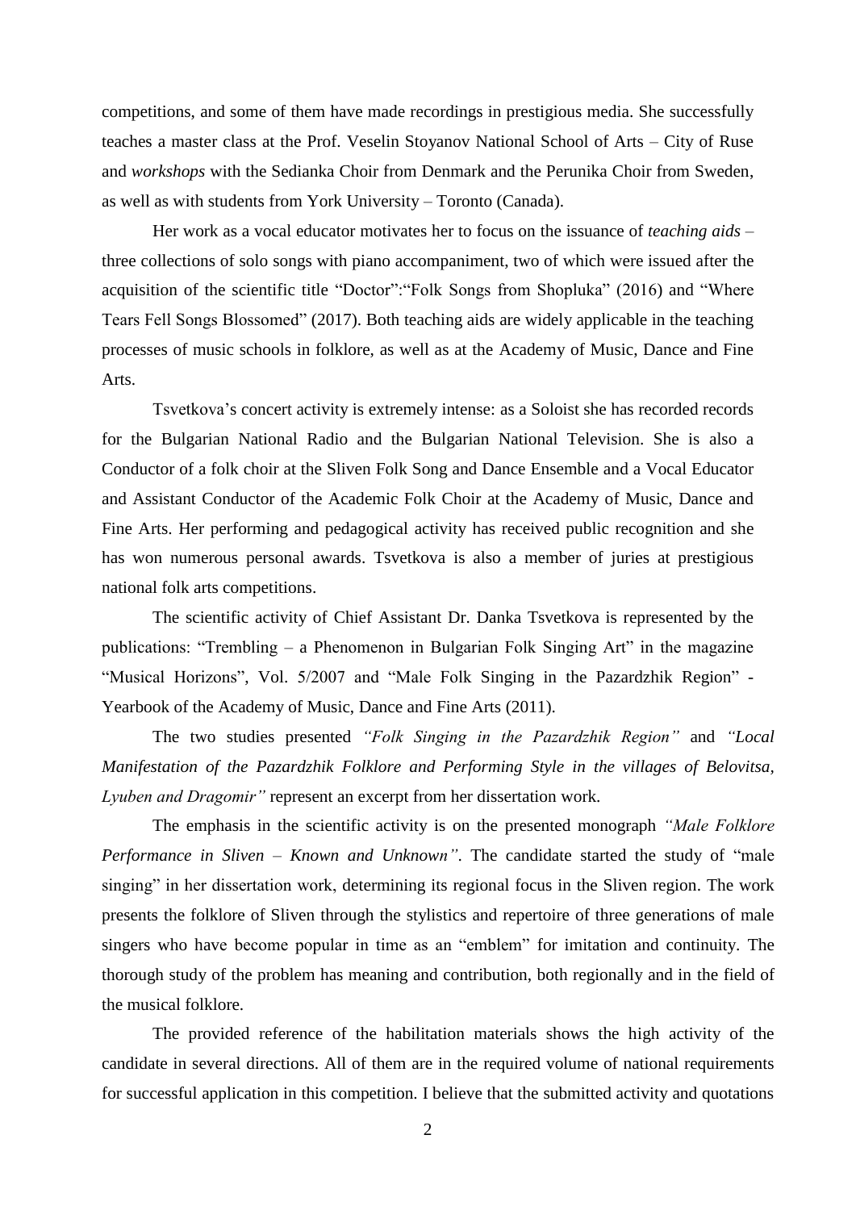competitions, and some of them have made recordings in prestigious media. She successfully teaches a master class at the Prof. Veselin Stoyanov National School of Arts – City of Ruse and *workshops* with the Sedianka Choir from Denmark and the Perunika Choir from Sweden, as well as with students from York University – Toronto (Canada).

Her work as a vocal educator motivates her to focus on the issuance of *teaching aids* – three collections of solo songs with piano accompaniment, two of which were issued after the acquisition of the scientific title "Doctor":"Folk Songs from Shopluka" (2016) and "Where Tears Fell Songs Blossomed" (2017). Both teaching aids are widely applicable in the teaching processes of music schools in folklore, as well as at the Academy of Music, Dance and Fine Arts.

Tsvetkova's concert activity is extremely intense: as a Soloist she has recorded records for the Bulgarian National Radio and the Bulgarian National Television. She is also a Conductor of a folk choir at the Sliven Folk Song and Dance Ensemble and a Vocal Educator and Assistant Conductor of the Academic Folk Choir at the Academy of Music, Dance and Fine Arts. Her performing and pedagogical activity has received public recognition and she has won numerous personal awards. Tsvetkova is also a member of juries at prestigious national folk arts competitions.

The scientific activity of Chief Assistant Dr. Danka Tsvetkova is represented by the publications: "Trembling – a Phenomenon in Bulgarian Folk Singing Art" in the magazine "Musical Horizons", Vol. 5/2007 and "Male Folk Singing in the Pazardzhik Region" - Yearbook of the Academy of Music, Dance and Fine Arts (2011).

The two studies presented *"Folk Singing in the Pazardzhik Region"* and *"Local Manifestation of the Pazardzhik Folklore and Performing Style in the villages of Belovitsa, Lyuben and Dragomir"* represent an excerpt from her dissertation work.

The emphasis in the scientific activity is on the presented monograph *"Male Folklore Performance in Sliven – Known and Unknown"*. The candidate started the study of "male singing" in her dissertation work, determining its regional focus in the Sliven region. The work presents the folklore of Sliven through the stylistics and repertoire of three generations of male singers who have become popular in time as an "emblem" for imitation and continuity. The thorough study of the problem has meaning and contribution, both regionally and in the field of the musical folklore.

The provided reference of the habilitation materials shows the high activity of the candidate in several directions. All of them are in the required volume of national requirements for successful application in this competition. I believe that the submitted activity and quotations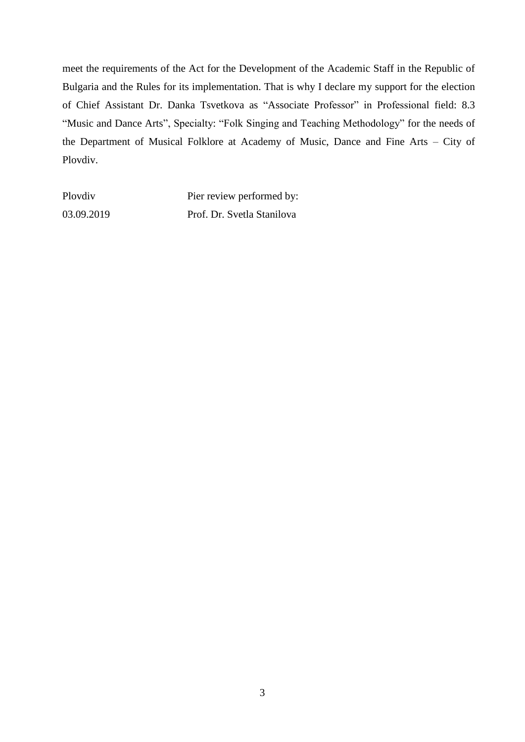meet the requirements of the Act for the Development of the Academic Staff in the Republic of Bulgaria and the Rules for its implementation. That is why I declare my support for the election of Chief Assistant Dr. Danka Tsvetkova as "Associate Professor" in Professional field: 8.3 "Music and Dance Arts", Specialty: "Folk Singing and Teaching Methodology" for the needs of the Department of Musical Folklore at Academy of Music, Dance and Fine Arts – City of Plovdiv.

Plovdiv Pier review performed by:

03.09.2019 Prof. Dr. Svetla Stanilova